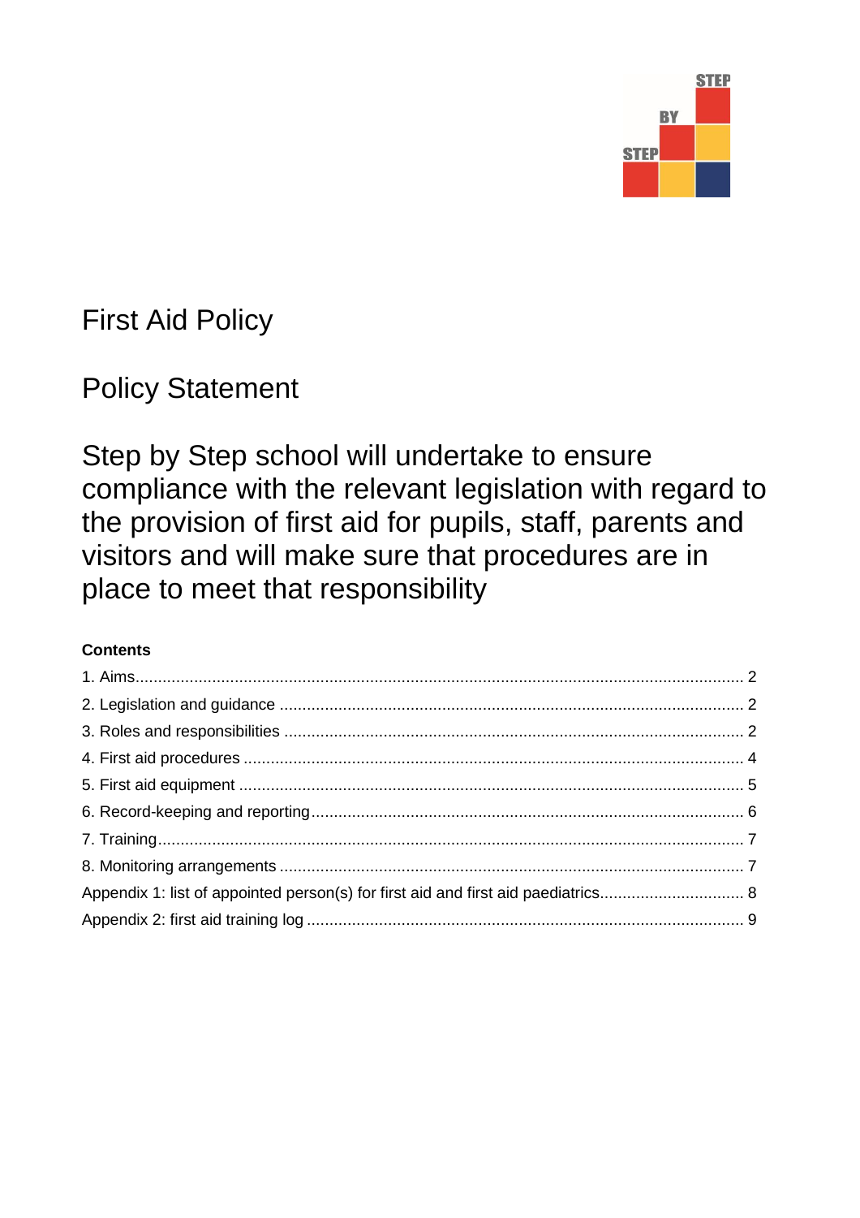# First Aid Policy

## Policy Statement

Step by Step school will undertake to ensure compliance with the relevant legislation with regard to the provision of first aid for pupils, staff, parents and visitors and will make sure that procedures are in place to meet that responsibility

**Contents**

1. Aims ........ 2
2. Legislation and guidance ........ 2
3. Roles and responsibilities ........ 2
4. First aid procedures ........ 4
5. First aid equipment ........ 5
6. Record-keeping and reporting ........ 6
7. Training ........ 7
8. Monitoring arrangements ........ 7

Appendix 1: list of appointed person(s) for first aid and first aid paediatrics ........ 8

Appendix 2: first aid training log ........ 9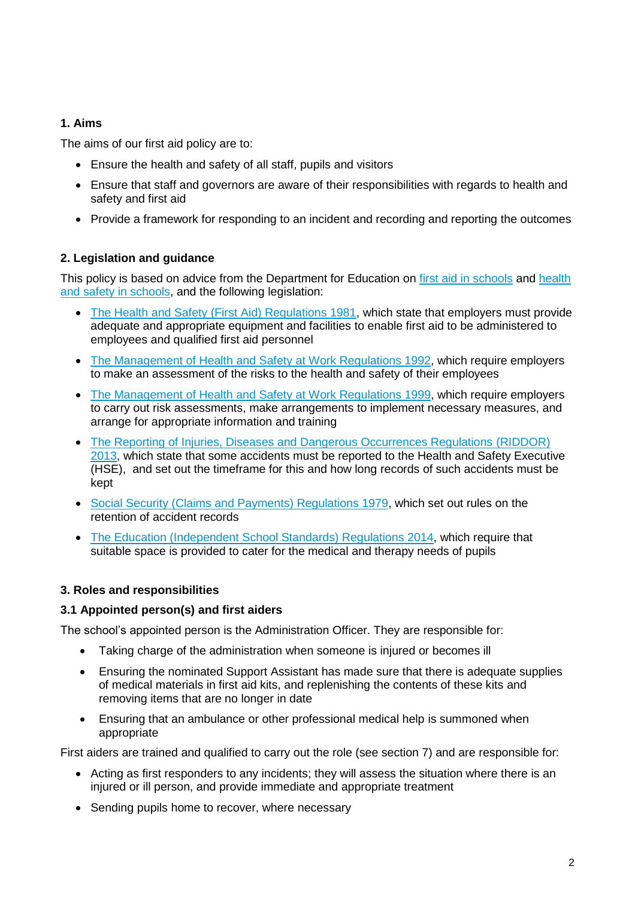## 1. Aims

The aims of our first aid policy are to:

- Ensure the health and safety of all staff, pupils and visitors
- Ensure that staff and governors are aware of their responsibilities with regards to health and safety and first aid
- Provide a framework for responding to an incident and recording and reporting the outcomes

## 2. Legislation and guidance

This policy is based on advice from the Department for Education on first aid in schools and health and safety in schools, and the following legislation:

- The Health and Safety (First Aid) Regulations 1981, which state that employers must provide adequate and appropriate equipment and facilities to enable first aid to be administered to employees and qualified first aid personnel
- The Management of Health and Safety at Work Regulations 1992, which require employers to make an assessment of the risks to the health and safety of their employees
- The Management of Health and Safety at Work Regulations 1999, which require employers to carry out risk assessments, make arrangements to implement necessary measures, and arrange for appropriate information and training
- The Reporting of Injuries, Diseases and Dangerous Occurrences Regulations (RIDDOR) 2013, which state that some accidents must be reported to the Health and Safety Executive (HSE), and set out the timeframe for this and how long records of such accidents must be kept
- Social Security (Claims and Payments) Regulations 1979, which set out rules on the retention of accident records
- The Education (Independent School Standards) Regulations 2014, which require that suitable space is provided to cater for the medical and therapy needs of pupils

## 3. Roles and responsibilities

### 3.1 Appointed person(s) and first aiders

The school's appointed person is the Administration Officer. They are responsible for:

- Taking charge of the administration when someone is injured or becomes ill
- Ensuring the nominated Support Assistant has made sure that there is adequate supplies of medical materials in first aid kits, and replenishing the contents of these kits and removing items that are no longer in date
- Ensuring that an ambulance or other professional medical help is summoned when appropriate

First aiders are trained and qualified to carry out the role (see section 7) and are responsible for:

- Acting as first responders to any incidents; they will assess the situation where there is an injured or ill person, and provide immediate and appropriate treatment
- Sending pupils home to recover, where necessary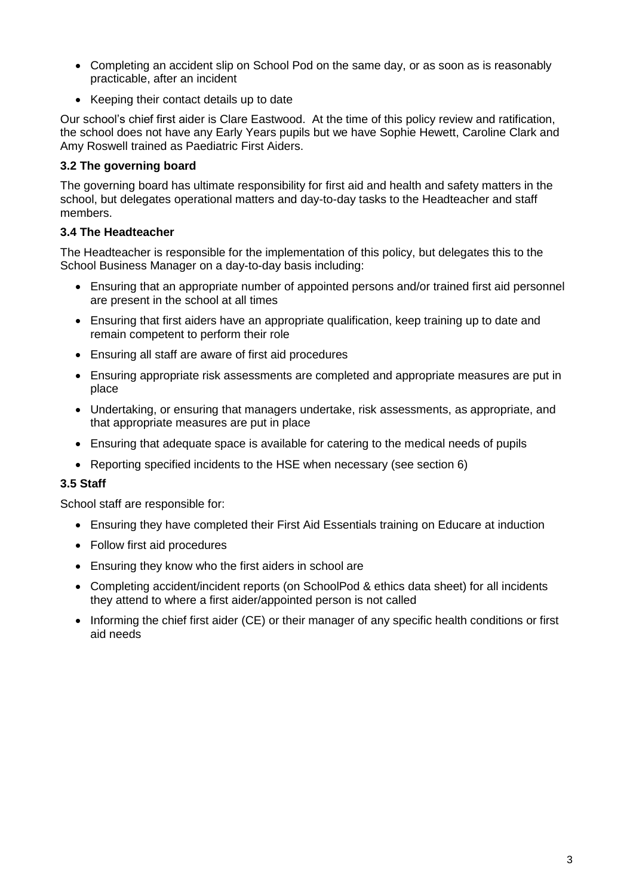- Completing an accident slip on School Pod on the same day, or as soon as is reasonably practicable, after an incident
- Keeping their contact details up to date

Our school's chief first aider is Clare Eastwood. At the time of this policy review and ratification, the school does not have any Early Years pupils but we have Sophie Hewett, Caroline Clark and Amy Roswell trained as Paediatric First Aiders.

### 3.2 The governing board

The governing board has ultimate responsibility for first aid and health and safety matters in the school, but delegates operational matters and day-to-day tasks to the Headteacher and staff members.

### 3.4 The Headteacher

The Headteacher is responsible for the implementation of this policy, but delegates this to the School Business Manager on a day-to-day basis including:

- Ensuring that an appropriate number of appointed persons and/or trained first aid personnel are present in the school at all times
- Ensuring that first aiders have an appropriate qualification, keep training up to date and remain competent to perform their role
- Ensuring all staff are aware of first aid procedures
- Ensuring appropriate risk assessments are completed and appropriate measures are put in place
- Undertaking, or ensuring that managers undertake, risk assessments, as appropriate, and that appropriate measures are put in place
- Ensuring that adequate space is available for catering to the medical needs of pupils
- Reporting specified incidents to the HSE when necessary (see section 6)

### 3.5 Staff

School staff are responsible for:

- Ensuring they have completed their First Aid Essentials training on Educare at induction
- Follow first aid procedures
- Ensuring they know who the first aiders in school are
- Completing accident/incident reports (on SchoolPod & ethics data sheet) for all incidents they attend to where a first aider/appointed person is not called
- Informing the chief first aider (CE) or their manager of any specific health conditions or first aid needs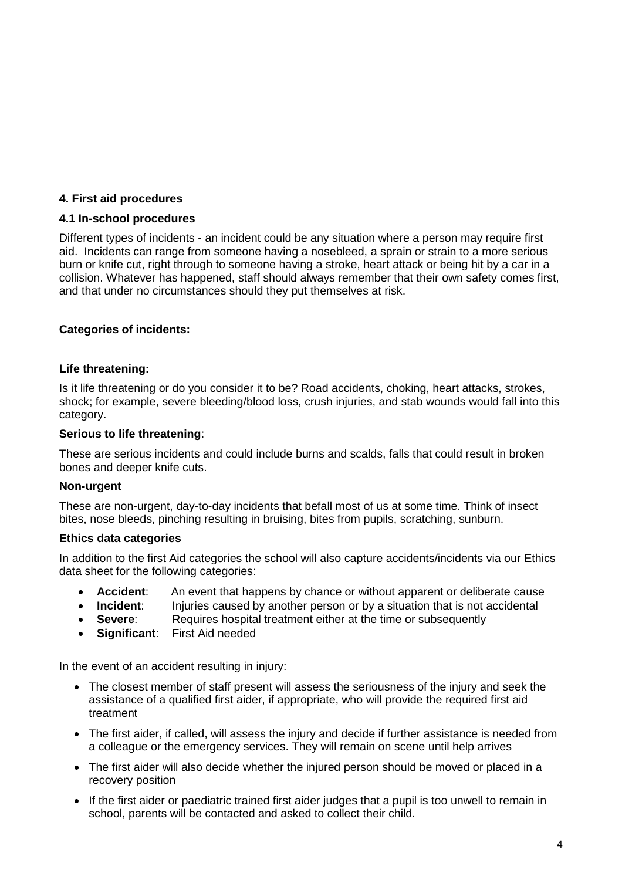## 4. First aid procedures

### 4.1 In-school procedures

Different types of incidents - an incident could be any situation where a person may require first aid. Incidents can range from someone having a nosebleed, a sprain or strain to a more serious burn or knife cut, right through to someone having a stroke, heart attack or being hit by a car in a collision. Whatever has happened, staff should always remember that their own safety comes first, and that under no circumstances should they put themselves at risk.

**Categories of incidents:**

**Life threatening:**

Is it life threatening or do you consider it to be? Road accidents, choking, heart attacks, strokes, shock; for example, severe bleeding/blood loss, crush injuries, and stab wounds would fall into this category.

**Serious to life threatening**:

These are serious incidents and could include burns and scalds, falls that could result in broken bones and deeper knife cuts.

**Non-urgent**

These are non-urgent, day-to-day incidents that befall most of us at some time. Think of insect bites, nose bleeds, pinching resulting in bruising, bites from pupils, scratching, sunburn.

**Ethics data categories**

In addition to the first Aid categories the school will also capture accidents/incidents via our Ethics data sheet for the following categories:

- **Accident**: An event that happens by chance or without apparent or deliberate cause
- **Incident**: Injuries caused by another person or by a situation that is not accidental
- **Severe**: Requires hospital treatment either at the time or subsequently
- **Significant**: First Aid needed

In the event of an accident resulting in injury:

- The closest member of staff present will assess the seriousness of the injury and seek the assistance of a qualified first aider, if appropriate, who will provide the required first aid treatment
- The first aider, if called, will assess the injury and decide if further assistance is needed from a colleague or the emergency services. They will remain on scene until help arrives
- The first aider will also decide whether the injured person should be moved or placed in a recovery position
- If the first aider or paediatric trained first aider judges that a pupil is too unwell to remain in school, parents will be contacted and asked to collect their child.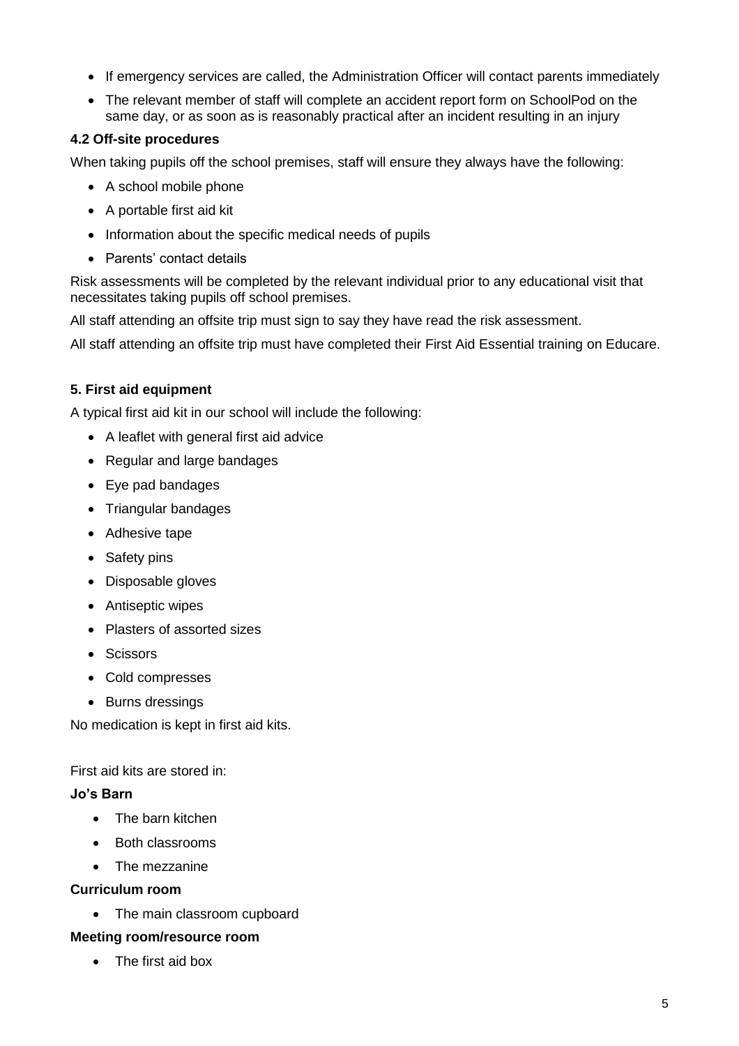- If emergency services are called, the Administration Officer will contact parents immediately
- The relevant member of staff will complete an accident report form on SchoolPod on the same day, or as soon as is reasonably practical after an incident resulting in an injury

### 4.2 Off-site procedures

When taking pupils off the school premises, staff will ensure they always have the following:

- A school mobile phone
- A portable first aid kit
- Information about the specific medical needs of pupils
- Parents' contact details

Risk assessments will be completed by the relevant individual prior to any educational visit that necessitates taking pupils off school premises.

All staff attending an offsite trip must sign to say they have read the risk assessment.

All staff attending an offsite trip must have completed their First Aid Essential training on Educare.

## 5. First aid equipment

A typical first aid kit in our school will include the following:

- A leaflet with general first aid advice
- Regular and large bandages
- Eye pad bandages
- Triangular bandages
- Adhesive tape
- Safety pins
- Disposable gloves
- Antiseptic wipes
- Plasters of assorted sizes
- Scissors
- Cold compresses
- Burns dressings

No medication is kept in first aid kits.

First aid kits are stored in:

**Jo's Barn**

- The barn kitchen
- Both classrooms
- The mezzanine

**Curriculum room**

- The main classroom cupboard

**Meeting room/resource room**

- The first aid box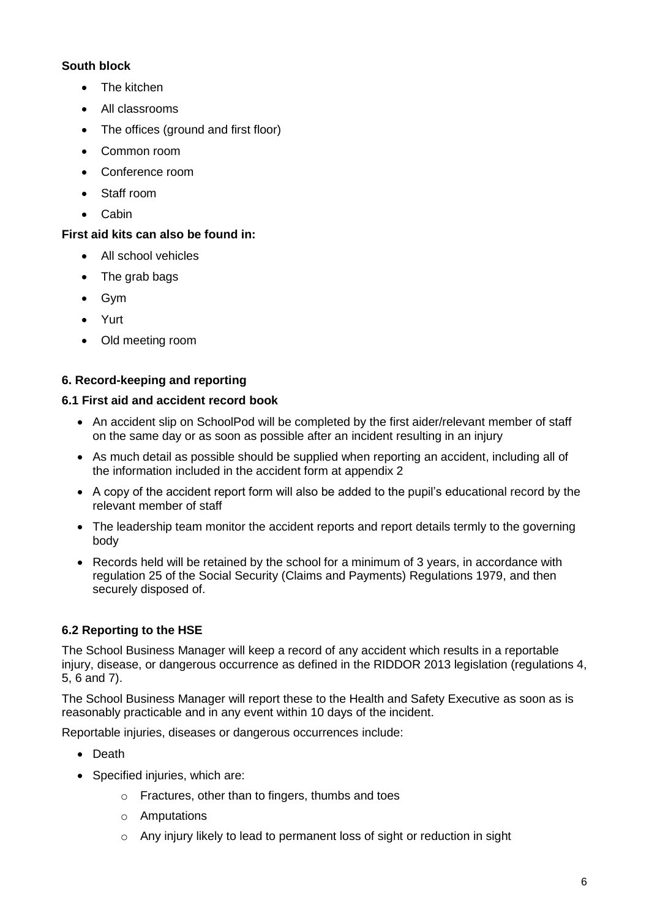**South block**

- The kitchen
- All classrooms
- The offices (ground and first floor)
- Common room
- Conference room
- Staff room
- Cabin

**First aid kits can also be found in:**

- All school vehicles
- The grab bags
- Gym
- Yurt
- Old meeting room

### 6. Record-keeping and reporting

#### 6.1 First aid and accident record book

- An accident slip on SchoolPod will be completed by the first aider/relevant member of staff on the same day or as soon as possible after an incident resulting in an injury
- As much detail as possible should be supplied when reporting an accident, including all of the information included in the accident form at appendix 2
- A copy of the accident report form will also be added to the pupil's educational record by the relevant member of staff
- The leadership team monitor the accident reports and report details termly to the governing body
- Records held will be retained by the school for a minimum of 3 years, in accordance with regulation 25 of the Social Security (Claims and Payments) Regulations 1979, and then securely disposed of.

#### 6.2 Reporting to the HSE

The School Business Manager will keep a record of any accident which results in a reportable injury, disease, or dangerous occurrence as defined in the RIDDOR 2013 legislation (regulations 4, 5, 6 and 7).

The School Business Manager will report these to the Health and Safety Executive as soon as is reasonably practicable and in any event within 10 days of the incident.

Reportable injuries, diseases or dangerous occurrences include:

- Death
- Specified injuries, which are:
  - Fractures, other than to fingers, thumbs and toes
  - Amputations
  - Any injury likely to lead to permanent loss of sight or reduction in sight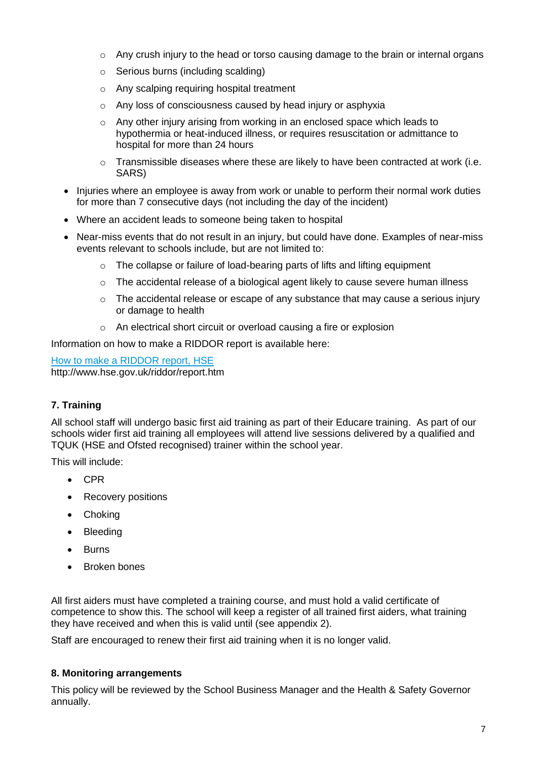- Any crush injury to the head or torso causing damage to the brain or internal organs
  - Serious burns (including scalding)
  - Any scalping requiring hospital treatment
  - Any loss of consciousness caused by head injury or asphyxia
  - Any other injury arising from working in an enclosed space which leads to hypothermia or heat-induced illness, or requires resuscitation or admittance to hospital for more than 24 hours
  - Transmissible diseases where these are likely to have been contracted at work (i.e. SARS)
- Injuries where an employee is away from work or unable to perform their normal work duties for more than 7 consecutive days (not including the day of the incident)
- Where an accident leads to someone being taken to hospital
- Near-miss events that do not result in an injury, but could have done. Examples of near-miss events relevant to schools include, but are not limited to:
  - The collapse or failure of load-bearing parts of lifts and lifting equipment
  - The accidental release of a biological agent likely to cause severe human illness
  - The accidental release or escape of any substance that may cause a serious injury or damage to health
  - An electrical short circuit or overload causing a fire or explosion

Information on how to make a RIDDOR report is available here:

[How to make a RIDDOR report, HSE](http://www.hse.gov.uk/riddor/report.htm)
http://www.hse.gov.uk/riddor/report.htm

## 7. Training

All school staff will undergo basic first aid training as part of their Educare training. As part of our schools wider first aid training all employees will attend live sessions delivered by a qualified and TQUK (HSE and Ofsted recognised) trainer within the school year.

This will include:

- CPR
- Recovery positions
- Choking
- Bleeding
- Burns
- Broken bones

All first aiders must have completed a training course, and must hold a valid certificate of competence to show this. The school will keep a register of all trained first aiders, what training they have received and when this is valid until (see appendix 2).

Staff are encouraged to renew their first aid training when it is no longer valid.

## 8. Monitoring arrangements

This policy will be reviewed by the School Business Manager and the Health & Safety Governor annually.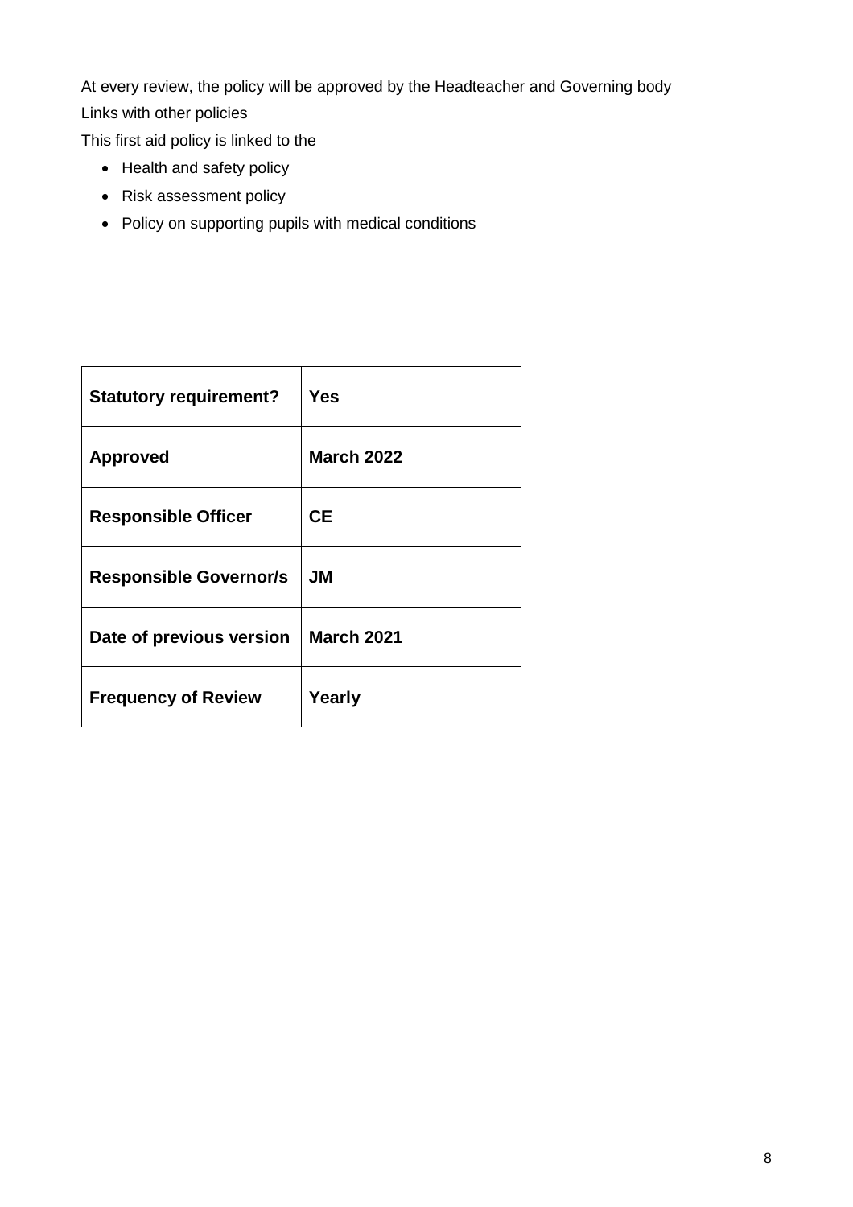At every review, the policy will be approved by the Headteacher and Governing body

Links with other policies

This first aid policy is linked to the

- Health and safety policy
- Risk assessment policy
- Policy on supporting pupils with medical conditions

| **Statutory requirement?** | **Yes** |
|---|---|
| **Approved** | **March 2022** |
| **Responsible Officer** | **CE** |
| **Responsible Governor/s** | **JM** |
| **Date of previous version** | **March 2021** |
| **Frequency of Review** | **Yearly** |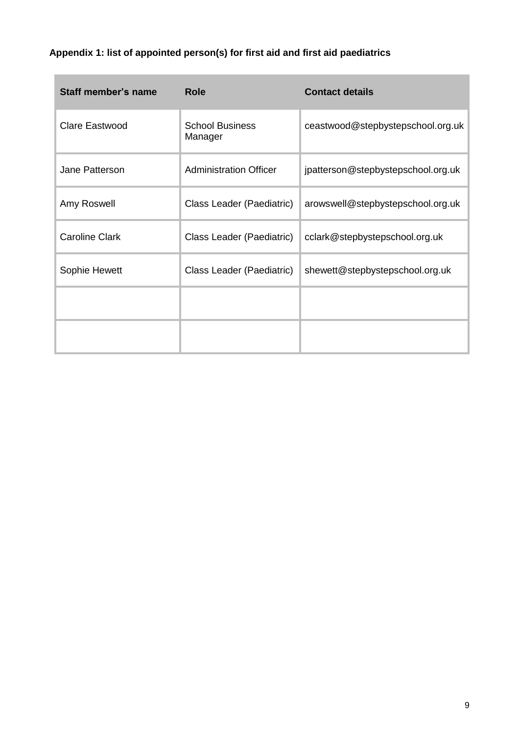**Appendix 1: list of appointed person(s) for first aid and first aid paediatrics**

| Staff member's name | Role | Contact details |
|---|---|---|
| Clare Eastwood | School Business Manager | ceastwood@stepbystepschool.org.uk |
| Jane Patterson | Administration Officer | jpatterson@stepbystepschool.org.uk |
| Amy Roswell | Class Leader (Paediatric) | arowswell@stepbystepschool.org.uk |
| Caroline Clark | Class Leader (Paediatric) | cclark@stepbystepschool.org.uk |
| Sophie Hewett | Class Leader (Paediatric) | shewett@stepbystepschool.org.uk |
| | | |
| | | |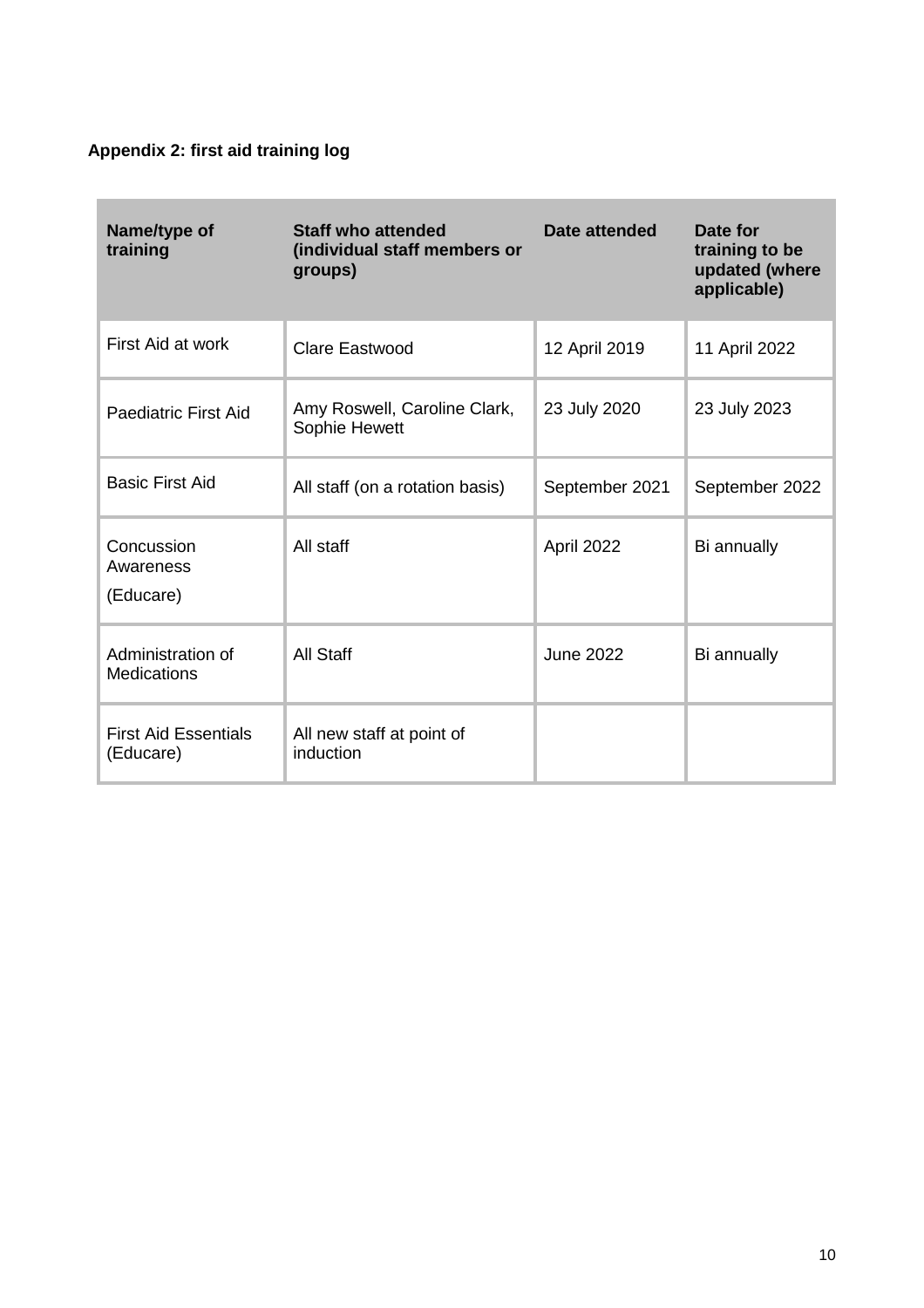**Appendix 2: first aid training log**

| Name/type of training | Staff who attended (individual staff members or groups) | Date attended | Date for training to be updated (where applicable) |
|---|---|---|---|
| First Aid at work | Clare Eastwood | 12 April 2019 | 11 April 2022 |
| Paediatric First Aid | Amy Roswell, Caroline Clark, Sophie Hewett | 23 July 2020 | 23 July 2023 |
| Basic First Aid | All staff (on a rotation basis) | September 2021 | September 2022 |
| Concussion Awareness (Educare) | All staff | April 2022 | Bi annually |
| Administration of Medications | All Staff | June 2022 | Bi annually |
| First Aid Essentials (Educare) | All new staff at point of induction | | |